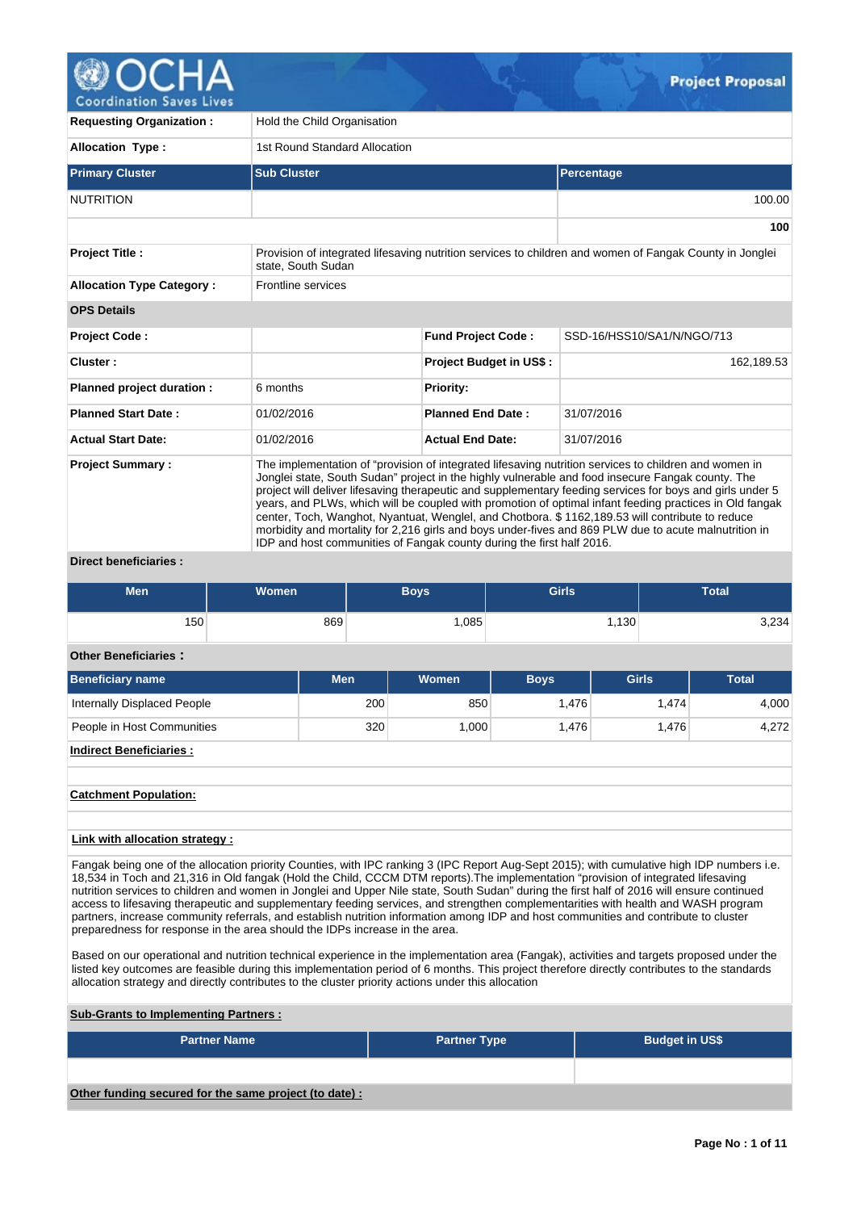# Project Proposal

| | |
|---|---|
| **Requesting Organization :** | Hold the Child Organisation |
| **Allocation Type :** | 1st Round Standard Allocation |

| Primary Cluster | Sub Cluster | Percentage |
|---|---|---|
| NUTRITION | | 100.00 |
| | | **100** |

| | |
|---|---|
| **Project Title :** | Provision of integrated lifesaving nutrition services to children and women of Fangak County in Jonglei state, South Sudan |
| **Allocation Type Category :** | Frontline services |

**OPS Details**

| | | | |
|---|---|---|---|
| **Project Code :** | | **Fund Project Code :** | SSD-16/HSS10/SA1/N/NGO/713 |
| **Cluster :** | | **Project Budget in US$ :** | 162,189.53 |
| **Planned project duration :** | 6 months | **Priority:** | |
| **Planned Start Date :** | 01/02/2016 | **Planned End Date :** | 31/07/2016 |
| **Actual Start Date:** | 01/02/2016 | **Actual End Date:** | 31/07/2016 |

**Project Summary :**

The implementation of "provision of integrated lifesaving nutrition services to children and women in Jonglei state, South Sudan" project in the highly vulnerable and food insecure Fangak county. The project will deliver lifesaving therapeutic and supplementary feeding services for boys and girls under 5 years, and PLWs, which will be coupled with promotion of optimal infant feeding practices in Old fangak center, Toch, Wanghot, Nyantuat, Wenglel, and Chotbora. $ 1162,189.53 will contribute to reduce morbidity and mortality for 2,216 girls and boys under-fives and 869 PLW due to acute malnutrition in IDP and host communities of Fangak county during the first half 2016.

**Direct beneficiaries :**

| Men | Women | Boys | Girls | Total |
|---|---|---|---|---|
| 150 | 869 | 1,085 | 1,130 | 3,234 |

**Other Beneficiaries :**

| Beneficiary name | Men | Women | Boys | Girls | Total |
|---|---|---|---|---|---|
| Internally Displaced People | 200 | 850 | 1,476 | 1,474 | 4,000 |
| People in Host Communities | 320 | 1,000 | 1,476 | 1,476 | 4,272 |

**Indirect Beneficiaries :**

**Catchment Population:**

**Link with allocation strategy :**

Fangak being one of the allocation priority Counties, with IPC ranking 3 (IPC Report Aug-Sept 2015); with cumulative high IDP numbers i.e. 18,534 in Toch and 21,316 in Old fangak (Hold the Child, CCCM DTM reports).The implementation "provision of integrated lifesaving nutrition services to children and women in Jonglei and Upper Nile state, South Sudan" during the first half of 2016 will ensure continued access to lifesaving therapeutic and supplementary feeding services, and strengthen complementarities with health and WASH program partners, increase community referrals, and establish nutrition information among IDP and host communities and contribute to cluster preparedness for response in the area should the IDPs increase in the area.

Based on our operational and nutrition technical experience in the implementation area (Fangak), activities and targets proposed under the listed key outcomes are feasible during this implementation period of 6 months. This project therefore directly contributes to the standards allocation strategy and directly contributes to the cluster priority actions under this allocation

**Sub-Grants to Implementing Partners :**

| Partner Name | Partner Type | Budget in US$ |
|---|---|---|
| | | |

**Other funding secured for the same project (to date) :**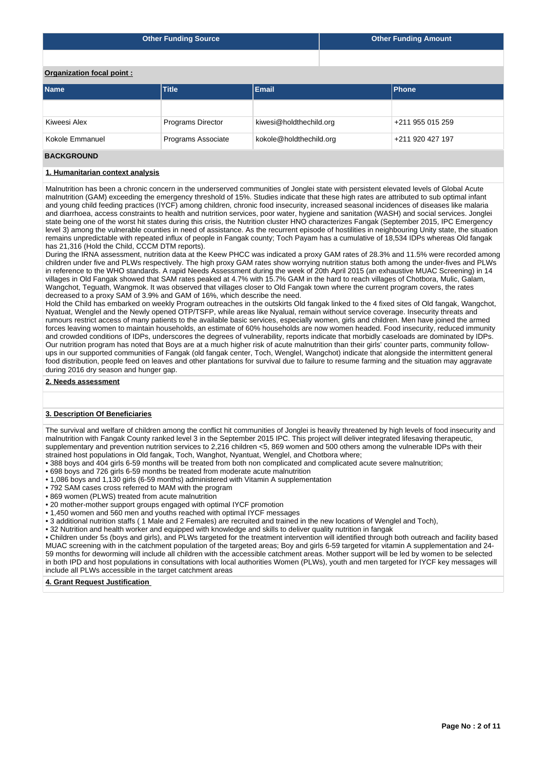| Other Funding Source | Other Funding Amount |
|---|---|
| | |

**Organization focal point :**

| Name | Title | Email | Phone |
|---|---|---|---|
| | | | |
| Kiweesi Alex | Programs Director | kiwesi@holdthechild.org | +211 955 015 259 |
| Kokole Emmanuel | Programs Associate | kokole@holdthechild.org | +211 920 427 197 |

## BACKGROUND

### 1. Humanitarian context analysis

Malnutrition has been a chronic concern in the underserved communities of Jonglei state with persistent elevated levels of Global Acute malnutrition (GAM) exceeding the emergency threshold of 15%. Studies indicate that these high rates are attributed to sub optimal infant and young child feeding practices (IYCF) among children, chronic food insecurity, increased seasonal incidences of diseases like malaria and diarrhoea, access constraints to health and nutrition services, poor water, hygiene and sanitation (WASH) and social services. Jonglei state being one of the worst hit states during this crisis, the Nutrition cluster HNO characterizes Fangak (September 2015, IPC Emergency level 3) among the vulnerable counties in need of assistance. As the recurrent episode of hostilities in neighbouring Unity state, the situation remains unpredictable with repeated influx of people in Fangak county; Toch Payam has a cumulative of 18,534 IDPs whereas Old fangak has 21,316 (Hold the Child, CCCM DTM reports).
During the IRNA assessment, nutrition data at the Keew PHCC was indicated a proxy GAM rates of 28.3% and 11.5% were recorded among children under five and PLWs respectively. The high proxy GAM rates show worrying nutrition status both among the under-fives and PLWs in reference to the WHO standards. A rapid Needs Assessment during the week of 20th April 2015 (an exhaustive MUAC Screening) in 14 villages in Old Fangak showed that SAM rates peaked at 4.7% with 15.7% GAM in the hard to reach villages of Chotbora, Mulic, Galam, Wangchot, Teguath, Wangmok. It was observed that villages closer to Old Fangak town where the current program covers, the rates decreased to a proxy SAM of 3.9% and GAM of 16%, which describe the need.
Hold the Child has embarked on weekly Program outreaches in the outskirts Old fangak linked to the 4 fixed sites of Old fangak, Wangchot, Nyatuat, Wenglel and the Newly opened OTP/TSFP, while areas like Nyalual, remain without service coverage. Insecurity threats and rumours restrict access of many patients to the available basic services, especially women, girls and children. Men have joined the armed forces leaving women to maintain households, an estimate of 60% households are now women headed. Food insecurity, reduced immunity and crowded conditions of IDPs, underscores the degrees of vulnerability, reports indicate that morbidly caseloads are dominated by IDPs. Our nutrition program has noted that Boys are at a much higher risk of acute malnutrition than their girls' counter parts, community follow-ups in our supported communities of Fangak (old fangak center, Toch, Wenglel, Wangchot) indicate that alongside the intermittent general food distribution, people feed on leaves and other plantations for survival due to failure to resume farming and the situation may aggravate during 2016 dry season and hunger gap.

### 2. Needs assessment

### 3. Description Of Beneficiaries

The survival and welfare of children among the conflict hit communities of Jonglei is heavily threatened by high levels of food insecurity and malnutrition with Fangak County ranked level 3 in the September 2015 IPC. This project will deliver integrated lifesaving therapeutic, supplementary and prevention nutrition services to 2,216 children <5, 869 women and 500 others among the vulnerable IDPs with their strained host populations in Old fangak, Toch, Wanghot, Nyantuat, Wenglel, and Chotbora where;

- 388 boys and 404 girls 6-59 months will be treated from both non complicated and complicated acute severe malnutrition;
- 698 boys and 726 girls 6-59 months be treated from moderate acute malnutrition
- 1,086 boys and 1,130 girls (6-59 months) administered with Vitamin A supplementation
- 792 SAM cases cross referred to MAM with the program
- 869 women (PLWS) treated from acute malnutrition
- 20 mother-mother support groups engaged with optimal IYCF promotion
- 1,450 women and 560 men and youths reached with optimal IYCF messages
- 3 additional nutrition staffs ( 1 Male and 2 Females) are recruited and trained in the new locations of Wenglel and Toch),
- 32 Nutrition and health worker and equipped with knowledge and skills to deliver quality nutrition in fangak
- Children under 5s (boys and girls), and PLWs targeted for the treatment intervention will identified through both outreach and facility based MUAC screening with in the catchment population of the targeted areas; Boy and girls 6-59 targeted for vitamin A supplementation and 24-59 months for deworming will include all children with the accessible catchment areas. Mother support will be led by women to be selected in both IPD and host populations in consultations with local authorities Women (PLWs), youth and men targeted for IYCF key messages will include all PLWs accessible in the target catchment areas

### 4. Grant Request Justification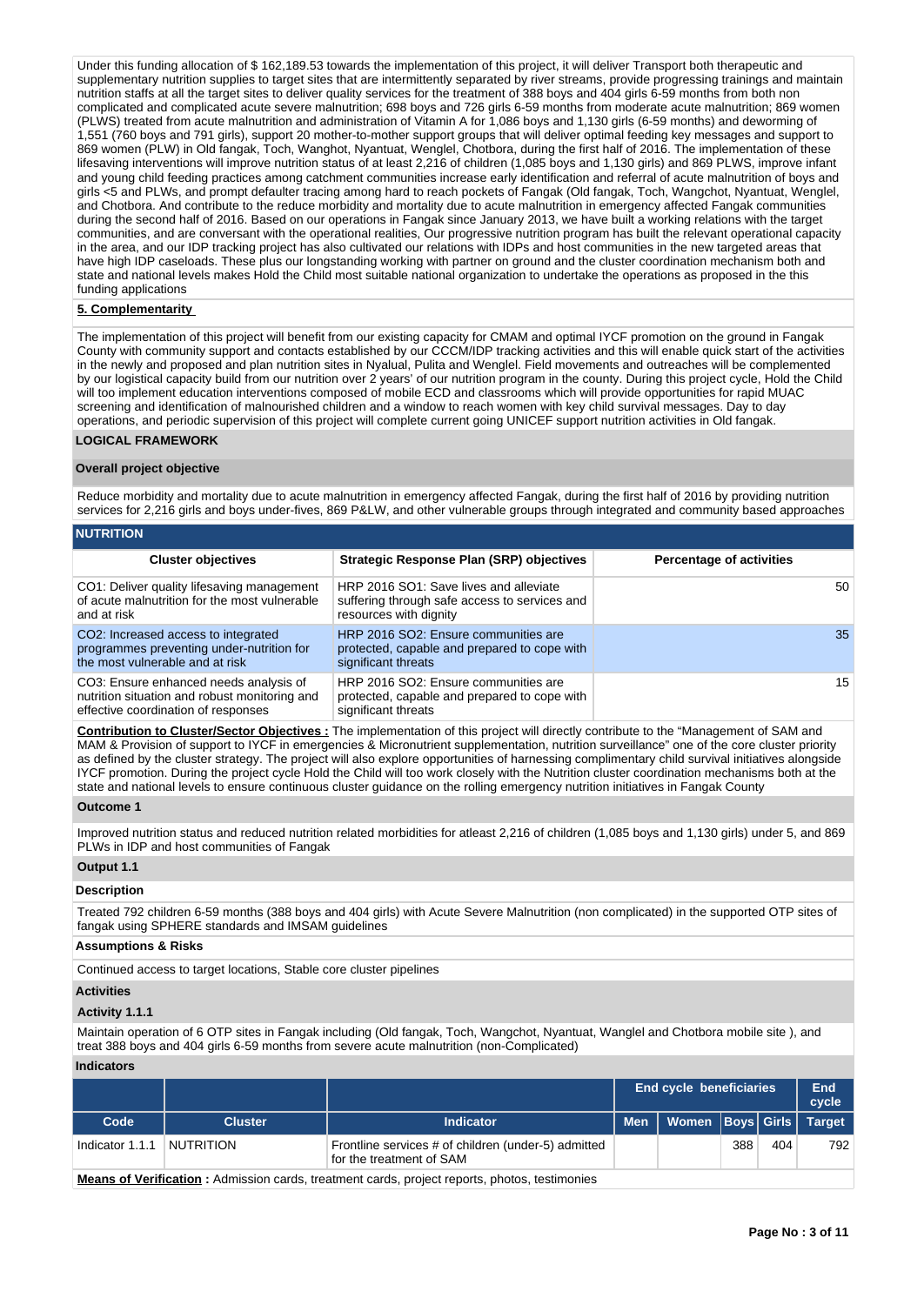Under this funding allocation of $ 162,189.53 towards the implementation of this project, it will deliver Transport both therapeutic and supplementary nutrition supplies to target sites that are intermittently separated by river streams, provide progressing trainings and maintain nutrition staffs at all the target sites to deliver quality services for the treatment of 388 boys and 404 girls 6-59 months from both non complicated and complicated acute severe malnutrition; 698 boys and 726 girls 6-59 months from moderate acute malnutrition; 869 women (PLWS) treated from acute malnutrition and administration of Vitamin A for 1,086 boys and 1,130 girls (6-59 months) and deworming of 1,551 (760 boys and 791 girls), support 20 mother-to-mother support groups that will deliver optimal feeding key messages and support to 869 women (PLW) in Old fangak, Toch, Wanghot, Nyantuat, Wenglel, Chotbora, during the first half of 2016. The implementation of these lifesaving interventions will improve nutrition status of at least 2,216 of children (1,085 boys and 1,130 girls) and 869 PLWS, improve infant and young child feeding practices among catchment communities increase early identification and referral of acute malnutrition of boys and girls <5 and PLWs, and prompt defaulter tracing among hard to reach pockets of Fangak (Old fangak, Toch, Wangchot, Nyantuat, Wenglel, and Chotbora. And contribute to the reduce morbidity and mortality due to acute malnutrition in emergency affected Fangak communities during the second half of 2016. Based on our operations in Fangak since January 2013, we have built a working relations with the target communities, and are conversant with the operational realities, Our progressive nutrition program has built the relevant operational capacity in the area, and our IDP tracking project has also cultivated our relations with IDPs and host communities in the new targeted areas that have high IDP caseloads. These plus our longstanding working with partner on ground and the cluster coordination mechanism both and state and national levels makes Hold the Child most suitable national organization to undertake the operations as proposed in the this funding applications

**5. Complementarity**

The implementation of this project will benefit from our existing capacity for CMAM and optimal IYCF promotion on the ground in Fangak County with community support and contacts established by our CCCM/IDP tracking activities and this will enable quick start of the activities in the newly and proposed and plan nutrition sites in Nyalual, Pulita and Wenglel. Field movements and outreaches will be complemented by our logistical capacity build from our nutrition over 2 years' of our nutrition program in the county. During this project cycle, Hold the Child will too implement education interventions composed of mobile ECD and classrooms which will provide opportunities for rapid MUAC screening and identification of malnourished children and a window to reach women with key child survival messages. Day to day operations, and periodic supervision of this project will complete current going UNICEF support nutrition activities in Old fangak.

## LOGICAL FRAMEWORK

**Overall project objective**

Reduce morbidity and mortality due to acute malnutrition in emergency affected Fangak, during the first half of 2016 by providing nutrition services for 2,216 girls and boys under-fives, 869 P&LW, and other vulnerable groups through integrated and community based approaches

**NUTRITION**

| Cluster objectives | Strategic Response Plan (SRP) objectives | Percentage of activities |
|---|---|---|
| CO1: Deliver quality lifesaving management of acute malnutrition for the most vulnerable and at risk | HRP 2016 SO1: Save lives and alleviate suffering through safe access to services and resources with dignity | 50 |
| CO2: Increased access to integrated programmes preventing under-nutrition for the most vulnerable and at risk | HRP 2016 SO2: Ensure communities are protected, capable and prepared to cope with significant threats | 35 |
| CO3: Ensure enhanced needs analysis of nutrition situation and robust monitoring and effective coordination of responses | HRP 2016 SO2: Ensure communities are protected, capable and prepared to cope with significant threats | 15 |

**Contribution to Cluster/Sector Objectives :** The implementation of this project will directly contribute to the "Management of SAM and MAM & Provision of support to IYCF in emergencies & Micronutrient supplementation, nutrition surveillance" one of the core cluster priority as defined by the cluster strategy. The project will also explore opportunities of harnessing complimentary child survival initiatives alongside IYCF promotion. During the project cycle Hold the Child will too work closely with the Nutrition cluster coordination mechanisms both at the state and national levels to ensure continuous cluster guidance on the rolling emergency nutrition initiatives in Fangak County

**Outcome 1**

Improved nutrition status and reduced nutrition related morbidities for atleast 2,216 of children (1,085 boys and 1,130 girls) under 5, and 869 PLWs in IDP and host communities of Fangak

**Output 1.1**

**Description**

Treated 792 children 6-59 months (388 boys and 404 girls) with Acute Severe Malnutrition (non complicated) in the supported OTP sites of fangak using SPHERE standards and IMSAM guidelines

**Assumptions & Risks**

Continued access to target locations, Stable core cluster pipelines

**Activities**

**Activity 1.1.1**

Maintain operation of 6 OTP sites in Fangak including (Old fangak, Toch, Wangchot, Nyantuat, Wanglel and Chotbora mobile site ), and treat 388 boys and 404 girls 6-59 months from severe acute malnutrition (non-Complicated)

**Indicators**

| | | | End cycle beneficiaries | | | | End cycle |
|---|---|---|---|---|---|---|---|
| Code | Cluster | Indicator | Men | Women | Boys | Girls | Target |
| Indicator 1.1.1 | NUTRITION | Frontline services # of children (under-5) admitted for the treatment of SAM | | | 388 | 404 | 792 |

**Means of Verification :** Admission cards, treatment cards, project reports, photos, testimonies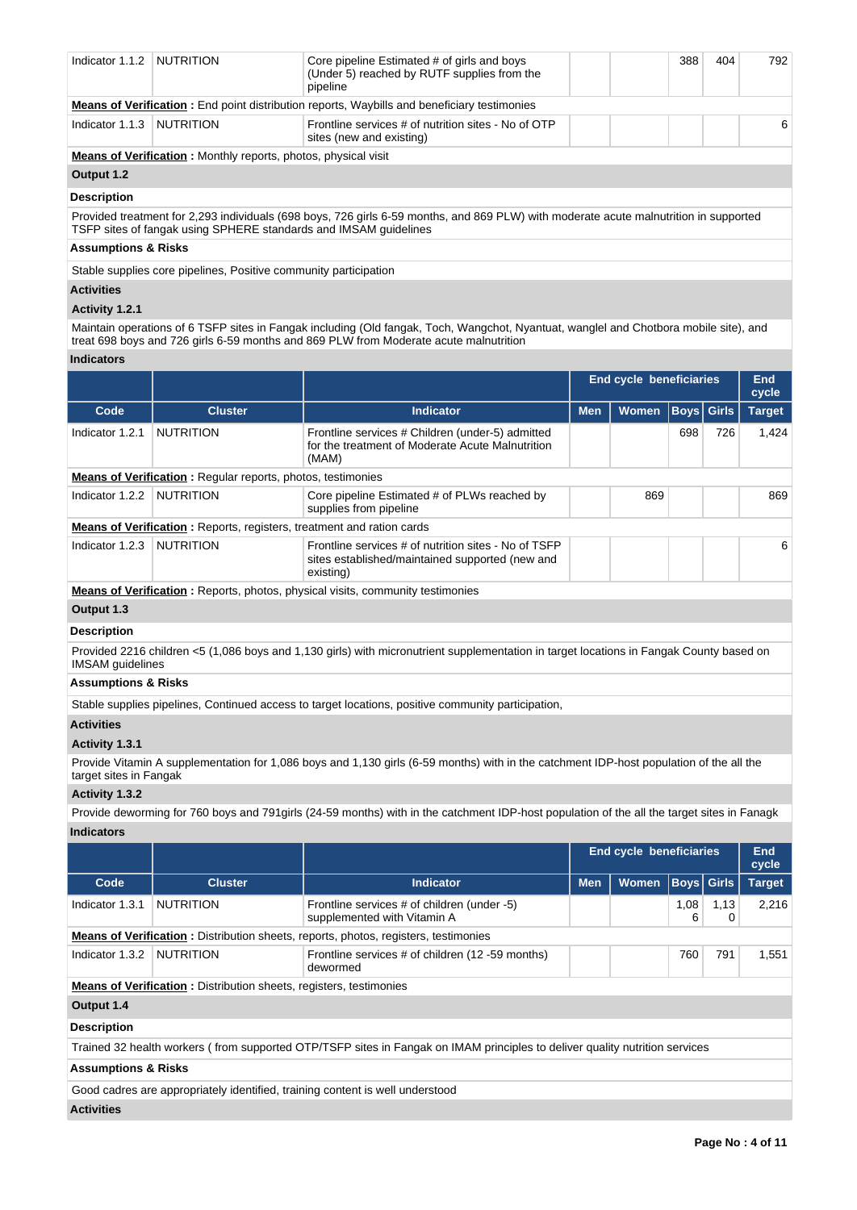| Indicator 1.1.2 | NUTRITION | Core pipeline Estimated # of girls and boys (Under 5) reached by RUTF supplies from the pipeline | | | 388 | 404 | 792 |
|---|---|---|---|---|---|---|---|

**Means of Verification :** End point distribution reports, Waybills and beneficiary testimonies

| Indicator 1.1.3 | NUTRITION | Frontline services # of nutrition sites - No of OTP sites (new and existing) | | | | | 6 |
|---|---|---|---|---|---|---|---|

**Means of Verification :** Monthly reports, photos, physical visit

### Output 1.2

**Description**

Provided treatment for 2,293 individuals (698 boys, 726 girls 6-59 months, and 869 PLW) with moderate acute malnutrition in supported TSFP sites of fangak using SPHERE standards and IMSAM guidelines

**Assumptions & Risks**

Stable supplies core pipelines, Positive community participation

**Activities**

**Activity 1.2.1**

Maintain operations of 6 TSFP sites in Fangak including (Old fangak, Toch, Wangchot, Nyantuat, wanglel and Chotbora mobile site), and treat 698 boys and 726 girls 6-59 months and 869 PLW from Moderate acute malnutrition

**Indicators**

| | | | End cycle beneficiaries | | | | End cycle |
|---|---|---|---|---|---|---|---|
| Code | Cluster | Indicator | Men | Women | Boys | Girls | Target |
| Indicator 1.2.1 | NUTRITION | Frontline services # Children (under-5) admitted for the treatment of Moderate Acute Malnutrition (MAM) | | | 698 | 726 | 1,424 |

**Means of Verification :** Regular reports, photos, testimonies

| Indicator 1.2.2 | NUTRITION | Core pipeline Estimated # of PLWs reached by supplies from pipeline | | 869 | | | 869 |
|---|---|---|---|---|---|---|---|

**Means of Verification :** Reports, registers, treatment and ration cards

| Indicator 1.2.3 | NUTRITION | Frontline services # of nutrition sites - No of TSFP sites established/maintained supported (new and existing) | | | | | 6 |
|---|---|---|---|---|---|---|---|

**Means of Verification :** Reports, photos, physical visits, community testimonies

### Output 1.3

**Description**

Provided 2216 children <5 (1,086 boys and 1,130 girls) with micronutrient supplementation in target locations in Fangak County based on IMSAM guidelines

**Assumptions & Risks**

Stable supplies pipelines, Continued access to target locations, positive community participation,

**Activities**

**Activity 1.3.1**

Provide Vitamin A supplementation for 1,086 boys and 1,130 girls (6-59 months) with in the catchment IDP-host population of the all the target sites in Fangak

**Activity 1.3.2**

Provide deworming for 760 boys and 791girls (24-59 months) with in the catchment IDP-host population of the all the target sites in Fanagk

**Indicators**

| | | | End cycle beneficiaries | | | | End cycle |
|---|---|---|---|---|---|---|---|
| Code | Cluster | Indicator | Men | Women | Boys | Girls | Target |
| Indicator 1.3.1 | NUTRITION | Frontline services # of children (under -5) supplemented with Vitamin A | | | 1,086 | 1,130 | 2,216 |

**Means of Verification :** Distribution sheets, reports, photos, registers, testimonies

| Indicator 1.3.2 | NUTRITION | Frontline services # of children (12 -59 months) dewormed | | | 760 | 791 | 1,551 |
|---|---|---|---|---|---|---|---|

**Means of Verification :** Distribution sheets, registers, testimonies

### Output 1.4

**Description**

Trained 32 health workers ( from supported OTP/TSFP sites in Fangak on IMAM principles to deliver quality nutrition services

**Assumptions & Risks**

Good cadres are appropriately identified, training content is well understood

**Activities**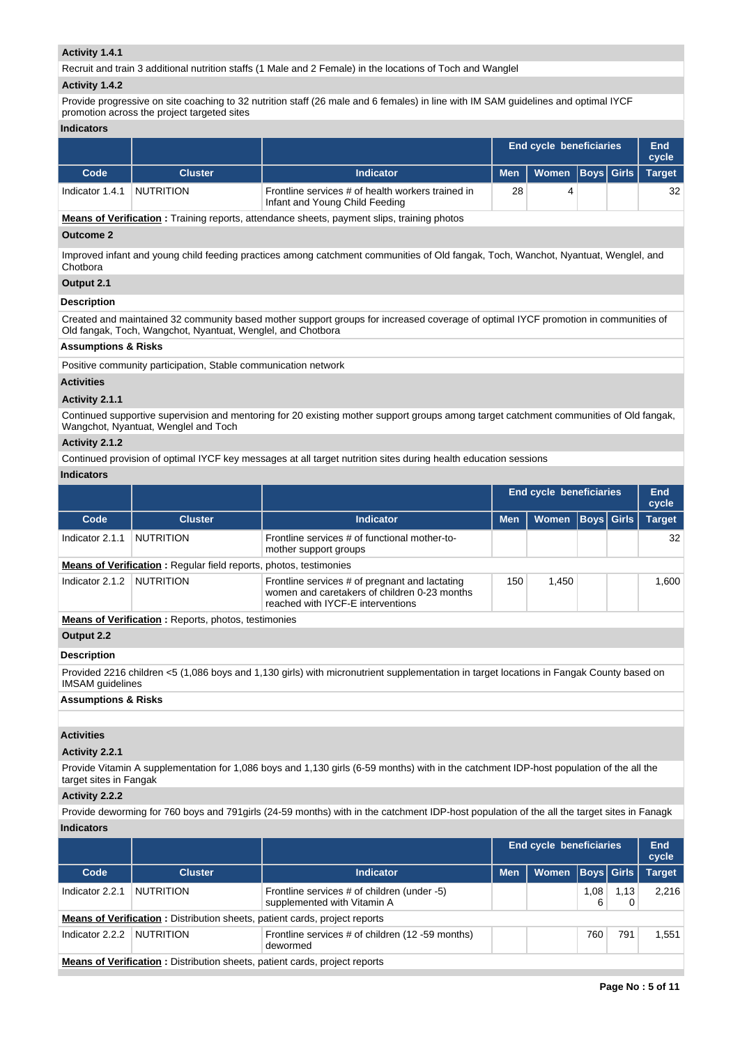**Activity 1.4.1**

Recruit and train 3 additional nutrition staffs (1 Male and 2 Female) in the locations of Toch and Wanglel

**Activity 1.4.2**

Provide progressive on site coaching to 32 nutrition staff (26 male and 6 females) in line with IM SAM guidelines and optimal IYCF promotion across the project targeted sites

**Indicators**

| | | | End cycle beneficiaries | | | | End cycle |
|---|---|---|---|---|---|---|---|
| Code | Cluster | Indicator | Men | Women | Boys | Girls | Target |
| Indicator 1.4.1 | NUTRITION | Frontline services # of health workers trained in Infant and Young Child Feeding | 28 | 4 | | | 32 |

**Means of Verification :** Training reports, attendance sheets, payment slips, training photos

**Outcome 2**

Improved infant and young child feeding practices among catchment communities of Old fangak, Toch, Wanchot, Nyantuat, Wenglel, and Chotbora

**Output 2.1**

**Description**

Created and maintained 32 community based mother support groups for increased coverage of optimal IYCF promotion in communities of Old fangak, Toch, Wangchot, Nyantuat, Wenglel, and Chotbora

**Assumptions & Risks**

Positive community participation, Stable communication network

**Activities**

**Activity 2.1.1**

Continued supportive supervision and mentoring for 20 existing mother support groups among target catchment communities of Old fangak, Wangchot, Nyantuat, Wenglel and Toch

**Activity 2.1.2**

Continued provision of optimal IYCF key messages at all target nutrition sites during health education sessions

**Indicators**

| | | | End cycle beneficiaries | | | | End cycle |
|---|---|---|---|---|---|---|---|
| Code | Cluster | Indicator | Men | Women | Boys | Girls | Target |
| Indicator 2.1.1 | NUTRITION | Frontline services # of functional mother-to-mother support groups | | | | | 32 |
| **Means of Verification :** Regular field reports, photos, testimonies | | | | | | | |
| Indicator 2.1.2 | NUTRITION | Frontline services # of pregnant and lactating women and caretakers of children 0-23 months reached with IYCF-E interventions | 150 | 1,450 | | | 1,600 |

**Means of Verification :** Reports, photos, testimonies

**Output 2.2**

**Description**

Provided 2216 children <5 (1,086 boys and 1,130 girls) with micronutrient supplementation in target locations in Fangak County based on IMSAM guidelines

**Assumptions & Risks**

**Activities**

**Activity 2.2.1**

Provide Vitamin A supplementation for 1,086 boys and 1,130 girls (6-59 months) with in the catchment IDP-host population of the all the target sites in Fangak

**Activity 2.2.2**

Provide deworming for 760 boys and 791girls (24-59 months) with in the catchment IDP-host population of the all the target sites in Fanagk

**Indicators**

| | | | End cycle beneficiaries | | | | End cycle |
|---|---|---|---|---|---|---|---|
| Code | Cluster | Indicator | Men | Women | Boys | Girls | Target |
| Indicator 2.2.1 | NUTRITION | Frontline services # of children (under -5) supplemented with Vitamin A | | | 1,086 | 1,130 | 2,216 |
| **Means of Verification :** Distribution sheets, patient cards, project reports | | | | | | | |
| Indicator 2.2.2 | NUTRITION | Frontline services # of children (12 -59 months) dewormed | | | 760 | 791 | 1,551 |

**Means of Verification :** Distribution sheets, patient cards, project reports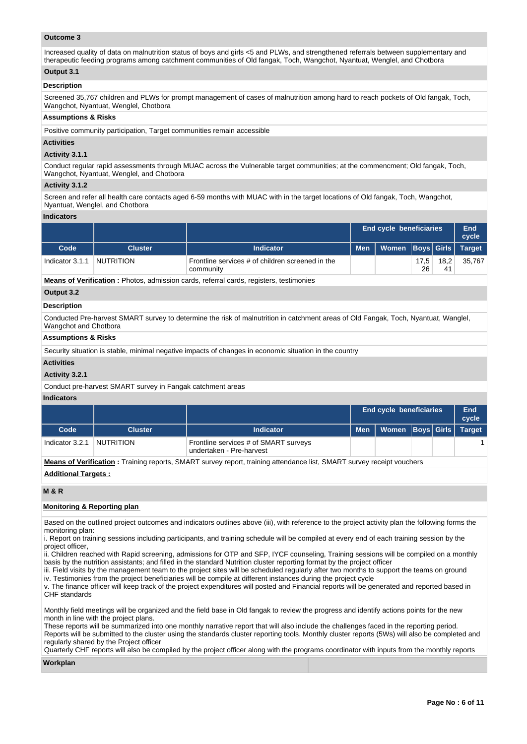**Outcome 3**

Increased quality of data on malnutrition status of boys and girls <5 and PLWs, and strengthened referrals between supplementary and therapeutic feeding programs among catchment communities of Old fangak, Toch, Wangchot, Nyantuat, Wenglel, and Chotbora

**Output 3.1**

**Description**

Screened 35,767 children and PLWs for prompt management of cases of malnutrition among hard to reach pockets of Old fangak, Toch, Wangchot, Nyantuat, Wenglel, Chotbora

**Assumptions & Risks**

Positive community participation, Target communities remain accessible

**Activities**

**Activity 3.1.1**

Conduct regular rapid assessments through MUAC across the Vulnerable target communities; at the commencment; Old fangak, Toch, Wangchot, Nyantuat, Wenglel, and Chotbora

**Activity 3.1.2**

Screen and refer all health care contacts aged 6-59 months with MUAC with in the target locations of Old fangak, Toch, Wangchot, Nyantuat, Wenglel, and Chotbora

**Indicators**

| | | | End cycle beneficiaries | | | | End cycle |
|---|---|---|---|---|---|---|---|
| **Code** | **Cluster** | **Indicator** | **Men** | **Women** | **Boys** | **Girls** | **Target** |
| Indicator 3.1.1 | NUTRITION | Frontline services # of children screened in the community | | | 17,526 | 18,241 | 35,767 |

**Means of Verification :** Photos, admission cards, referral cards, registers, testimonies

**Output 3.2**

**Description**

Conducted Pre-harvest SMART survey to determine the risk of malnutrition in catchment areas of Old Fangak, Toch, Nyantuat, Wanglel, Wangchot and Chotbora

**Assumptions & Risks**

Security situation is stable, minimal negative impacts of changes in economic situation in the country

**Activities**

**Activity 3.2.1**

Conduct pre-harvest SMART survey in Fangak catchment areas

**Indicators**

| | | | End cycle beneficiaries | | | | End cycle |
|---|---|---|---|---|---|---|---|
| **Code** | **Cluster** | **Indicator** | **Men** | **Women** | **Boys** | **Girls** | **Target** |
| Indicator 3.2.1 | NUTRITION | Frontline services # of SMART surveys undertaken - Pre-harvest | | | | | 1 |

**Means of Verification :** Training reports, SMART survey report, training attendance list, SMART survey receipt vouchers

**Additional Targets :**

**M & R**

**Monitoring & Reporting plan**

Based on the outlined project outcomes and indicators outlines above (iii), with reference to the project activity plan the following forms the monitoring plan:
i. Report on training sessions including participants, and training schedule will be compiled at every end of each training session by the project officer,
ii. Children reached with Rapid screening, admissions for OTP and SFP, IYCF counseling, Training sessions will be compiled on a monthly basis by the nutrition assistants; and filled in the standard Nutrition cluster reporting format by the project officer
iii. Field visits by the management team to the project sites will be scheduled regularly after two months to support the teams on ground
iv. Testimonies from the project beneficiaries will be compile at different instances during the project cycle
v. The finance officer will keep track of the project expenditures will posted and Financial reports will be generated and reported based in CHF standards

Monthly field meetings will be organized and the field base in Old fangak to review the progress and identify actions points for the new month in line with the project plans.
These reports will be summarized into one monthly narrative report that will also include the challenges faced in the reporting period. Reports will be submitted to the cluster using the standards cluster reporting tools. Monthly cluster reports (5Ws) will also be completed and regularly shared by the Project officer
Quarterly CHF reports will also be compiled by the project officer along with the programs coordinator with inputs from the monthly reports

**Workplan**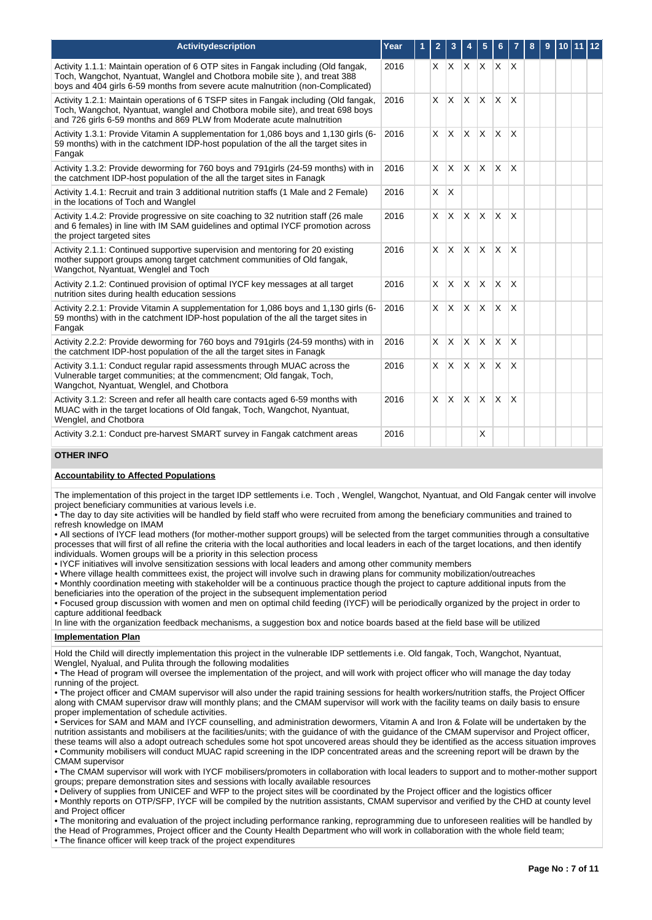| Activitydescription | Year | 1 | 2 | 3 | 4 | 5 | 6 | 7 | 8 | 9 | 10 | 11 | 12 |
|---|---|---|---|---|---|---|---|---|---|---|---|---|---|
| Activity 1.1.1: Maintain operation of 6 OTP sites in Fangak including (Old fangak, Toch, Wangchot, Nyantuat, Wanglel and Chotbora mobile site ), and treat 388 boys and 404 girls 6-59 months from severe acute malnutrition (non-Complicated) | 2016 | | X | X | X | X | X | X | | | | | |
| Activity 1.2.1: Maintain operations of 6 TSFP sites in Fangak including (Old fangak, Toch, Wangchot, Nyantuat, wanglel and Chotbora mobile site), and treat 698 boys and 726 girls 6-59 months and 869 PLW from Moderate acute malnutrition | 2016 | | X | X | X | X | X | X | | | | | |
| Activity 1.3.1: Provide Vitamin A supplementation for 1,086 boys and 1,130 girls (6-59 months) with in the catchment IDP-host population of the all the target sites in Fangak | 2016 | | X | X | X | X | X | X | | | | | |
| Activity 1.3.2: Provide deworming for 760 boys and 791girls (24-59 months) with in the catchment IDP-host population of the all the target sites in Fanagk | 2016 | | X | X | X | X | X | X | | | | | |
| Activity 1.4.1: Recruit and train 3 additional nutrition staffs (1 Male and 2 Female) in the locations of Toch and Wanglel | 2016 | | X | X | | | | | | | | | |
| Activity 1.4.2: Provide progressive on site coaching to 32 nutrition staff (26 male and 6 females) in line with IM SAM guidelines and optimal IYCF promotion across the project targeted sites | 2016 | | X | X | X | X | X | X | | | | | |
| Activity 2.1.1: Continued supportive supervision and mentoring for 20 existing mother support groups among target catchment communities of Old fangak, Wangchot, Nyantuat, Wenglel and Toch | 2016 | | X | X | X | X | X | X | | | | | |
| Activity 2.1.2: Continued provision of optimal IYCF key messages at all target nutrition sites during health education sessions | 2016 | | X | X | X | X | X | X | | | | | |
| Activity 2.2.1: Provide Vitamin A supplementation for 1,086 boys and 1,130 girls (6-59 months) with in the catchment IDP-host population of the all the target sites in Fangak | 2016 | | X | X | X | X | X | X | | | | | |
| Activity 2.2.2: Provide deworming for 760 boys and 791girls (24-59 months) with in the catchment IDP-host population of the all the target sites in Fanagk | 2016 | | X | X | X | X | X | X | | | | | |
| Activity 3.1.1: Conduct regular rapid assessments through MUAC across the Vulnerable target communities; at the commencment; Old fangak, Toch, Wangchot, Nyantuat, Wenglel, and Chotbora | 2016 | | X | X | X | X | X | X | | | | | |
| Activity 3.1.2: Screen and refer all health care contacts aged 6-59 months with MUAC with in the target locations of Old fangak, Toch, Wangchot, Nyantuat, Wenglel, and Chotbora | 2016 | | X | X | X | X | X | X | | | | | |
| Activity 3.2.1: Conduct pre-harvest SMART survey in Fangak catchment areas | 2016 | | | | | X | | | | | | | |

## OTHER INFO

**Accountability to Affected Populations**

The implementation of this project in the target IDP settlements i.e. Toch , Wenglel, Wangchot, Nyantuat, and Old Fangak center will involve project beneficiary communities at various levels i.e.

• The day to day site activities will be handled by field staff who were recruited from among the beneficiary communities and trained to refresh knowledge on IMAM

• All sections of IYCF lead mothers (for mother-mother support groups) will be selected from the target communities through a consultative processes that will first of all refine the criteria with the local authorities and local leaders in each of the target locations, and then identify individuals. Women groups will be a priority in this selection process

• IYCF initiatives will involve sensitization sessions with local leaders and among other community members

• Where village health committees exist, the project will involve such in drawing plans for community mobilization/outreaches

• Monthly coordination meeting with stakeholder will be a continuous practice though the project to capture additional inputs from the beneficiaries into the operation of the project in the subsequent implementation period

• Focused group discussion with women and men on optimal child feeding (IYCF) will be periodically organized by the project in order to capture additional feedback

In line with the organization feedback mechanisms, a suggestion box and notice boards based at the field base will be utilized

**Implementation Plan**

Hold the Child will directly implementation this project in the vulnerable IDP settlements i.e. Old fangak, Toch, Wangchot, Nyantuat, Wenglel, Nyalual, and Pulita through the following modalities

• The Head of program will oversee the implementation of the project, and will work with project officer who will manage the day today running of the project.

• The project officer and CMAM supervisor will also under the rapid training sessions for health workers/nutrition staffs, the Project Officer along with CMAM supervisor draw will monthly plans; and the CMAM supervisor will work with the facility teams on daily basis to ensure proper implementation of schedule activities.

• Services for SAM and MAM and IYCF counselling, and administration dewormers, Vitamin A and Iron & Folate will be undertaken by the nutrition assistants and mobilisers at the facilities/units; with the guidance of with the guidance of the CMAM supervisor and Project officer, these teams will also a adopt outreach schedules some hot spot uncovered areas should they be identified as the access situation improves

• Community mobilisers will conduct MUAC rapid screening in the IDP concentrated areas and the screening report will be drawn by the CMAM supervisor

• The CMAM supervisor will work with IYCF mobilisers/promoters in collaboration with local leaders to support and to mother-mother support groups; prepare demonstration sites and sessions with locally available resources

• Delivery of supplies from UNICEF and WFP to the project sites will be coordinated by the Project officer and the logistics officer

• Monthly reports on OTP/SFP, IYCF will be compiled by the nutrition assistants, CMAM supervisor and verified by the CHD at county level and Project officer

• The monitoring and evaluation of the project including performance ranking, reprogramming due to unforeseen realities will be handled by the Head of Programmes, Project officer and the County Health Department who will work in collaboration with the whole field team;

• The finance officer will keep track of the project expenditures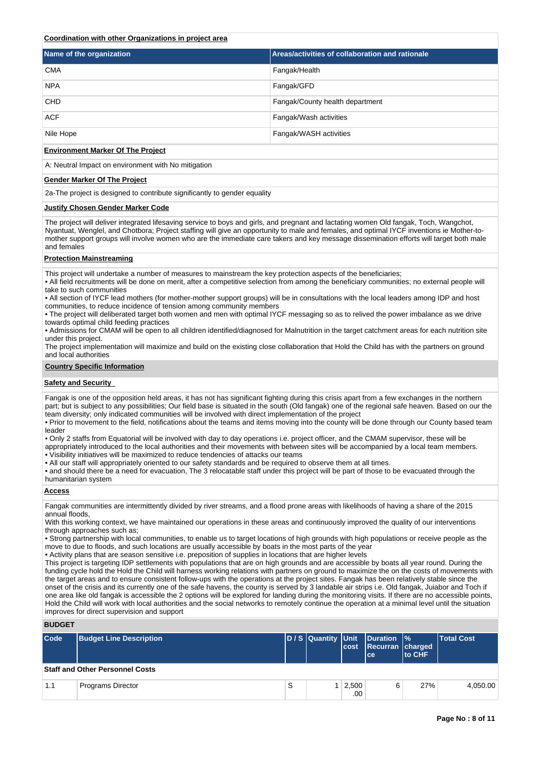**Coordination with other Organizations in project area**

| Name of the organization | Areas/activities of collaboration and rationale |
|---|---|
| CMA | Fangak/Health |
| NPA | Fangak/GFD |
| CHD | Fangak/County health department |
| ACF | Fangak/Wash activities |
| Nile Hope | Fangak/WASH activities |

**Environment Marker Of The Project**

A: Neutral Impact on environment with No mitigation

**Gender Marker Of The Project**

2a-The project is designed to contribute significantly to gender equality

**Justify Chosen Gender Marker Code**

The project will deliver integrated lifesaving service to boys and girls, and pregnant and lactating women Old fangak, Toch, Wangchot, Nyantuat, Wenglel, and Chotbora; Project staffing will give an opportunity to male and females, and optimal IYCF inventions ie Mother-to-mother support groups will involve women who are the immediate care takers and key message dissemination efforts will target both male and females

**Protection Mainstreaming**

This project will undertake a number of measures to mainstream the key protection aspects of the beneficiaries;

• All field recruitments will be done on merit, after a competitive selection from among the beneficiary communities; no external people will take to such communities

• All section of IYCF lead mothers (for mother-mother support groups) will be in consultations with the local leaders among IDP and host communities, to reduce incidence of tension among community members

• The project will deliberated target both women and men with optimal IYCF messaging so as to relived the power imbalance as we drive towards optimal child feeding practices

• Admissions for CMAM will be open to all children identified/diagnosed for Malnutrition in the target catchment areas for each nutrition site under this project.

The project implementation will maximize and build on the existing close collaboration that Hold the Child has with the partners on ground and local authorities

**Country Specific Information**

**Safety and Security**

Fangak is one of the opposition held areas, it has not has significant fighting during this crisis apart from a few exchanges in the northern part; but is subject to any possibilities; Our field base is situated in the south (Old fangak) one of the regional safe heaven. Based on our the team diversity; only indicated communities will be involved with direct implementation of the project

• Prior to movement to the field, notifications about the teams and items moving into the county will be done through our County based team leader

• Only 2 staffs from Equatorial will be involved with day to day operations i.e. project officer, and the CMAM supervisor, these will be appropriately introduced to the local authorities and their movements with between sites will be accompanied by a local team members.

• Visibility initiatives will be maximized to reduce tendencies of attacks our teams

• All our staff will appropriately oriented to our safety standards and be required to observe them at all times.

• and should there be a need for evacuation, The 3 relocatable staff under this project will be part of those to be evacuated through the humanitarian system

**Access**

Fangak communities are intermittently divided by river streams, and a flood prone areas with likelihoods of having a share of the 2015 annual floods,

With this working context, we have maintained our operations in these areas and continuously improved the quality of our interventions through approaches such as;

• Strong partnership with local communities, to enable us to target locations of high grounds with high populations or receive people as the move to due to floods, and such locations are usually accessible by boats in the most parts of the year

• Activity plans that are season sensitive i.e. preposition of supplies in locations that are higher levels

This project is targeting IDP settlements with populations that are on high grounds and are accessible by boats all year round. During the funding cycle hold the Hold the Child will harness working relations with partners on ground to maximize the on the costs of movements with the target areas and to ensure consistent follow-ups with the operations at the project sites. Fangak has been relatively stable since the onset of the crisis and its currently one of the safe havens, the county is served by 3 landable air strips i.e. Old fangak, Juiabor and Toch if one area like old fangak is accessible the 2 options will be explored for landing during the monitoring visits. If there are no accessible points, Hold the Child will work with local authorities and the social networks to remotely continue the operation at a minimal level until the situation improves for direct supervision and support

**BUDGET**

| Code | Budget Line Description | D / S | Quantity | Unit cost | Duration Recurrance | % charged to CHF | Total Cost |
|---|---|---|---|---|---|---|---|
| **Staff and Other Personnel Costs** | | | | | | | |
| 1.1 | Programs Director | S | 1 | 2,500.00 | 6 | 27% | 4,050.00 |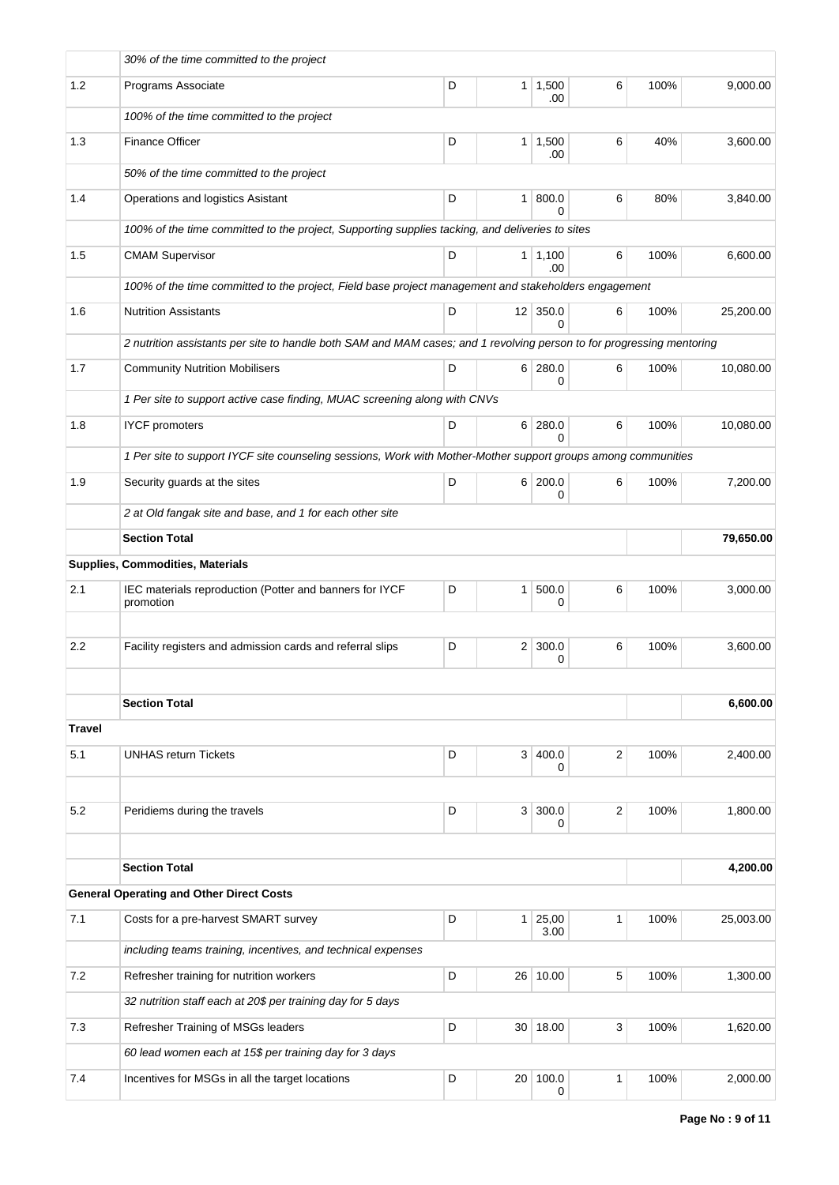| | | | | | | | |
|---|---|---|---|---|---|---|---|
| | *30% of the time committed to the project* | | | | | | |
| 1.2 | Programs Associate | D | 1 | 1,500.00 | 6 | 100% | 9,000.00 |
| | *100% of the time committed to the project* | | | | | | |
| 1.3 | Finance Officer | D | 1 | 1,500.00 | 6 | 40% | 3,600.00 |
| | *50% of the time committed to the project* | | | | | | |
| 1.4 | Operations and logistics Asistant | D | 1 | 800.00 | 6 | 80% | 3,840.00 |
| | *100% of the time committed to the project, Supporting supplies tacking, and deliveries to sites* | | | | | | |
| 1.5 | CMAM Supervisor | D | 1 | 1,100.00 | 6 | 100% | 6,600.00 |
| | *100% of the time committed to the project, Field base project management and stakeholders engagement* | | | | | | |
| 1.6 | Nutrition Assistants | D | 12 | 350.00 | 6 | 100% | 25,200.00 |
| | *2 nutrition assistants per site to handle both SAM and MAM cases; and 1 revolving person to for progressing mentoring* | | | | | | |
| 1.7 | Community Nutrition Mobilisers | D | 6 | 280.00 | 6 | 100% | 10,080.00 |
| | *1 Per site to support active case finding, MUAC screening along with CNVs* | | | | | | |
| 1.8 | IYCF promoters | D | 6 | 280.00 | 6 | 100% | 10,080.00 |
| | *1 Per site to support IYCF site counseling sessions, Work with Mother-Mother support groups among communities* | | | | | | |
| 1.9 | Security guards at the sites | D | 6 | 200.00 | 6 | 100% | 7,200.00 |
| | *2 at Old fangak site and base, and 1 for each other site* | | | | | | |
| | **Section Total** | | | | | | **79,650.00** |
| | **Supplies, Commodities, Materials** | | | | | | |
| 2.1 | IEC materials reproduction (Potter and banners for IYCF promotion | D | 1 | 500.00 | 6 | 100% | 3,000.00 |
| | | | | | | | |
| 2.2 | Facility registers and admission cards and referral slips | D | 2 | 300.00 | 6 | 100% | 3,600.00 |
| | | | | | | | |
| | **Section Total** | | | | | | **6,600.00** |
| **Travel** | | | | | | | |
| 5.1 | UNHAS return Tickets | D | 3 | 400.00 | 2 | 100% | 2,400.00 |
| | | | | | | | |
| 5.2 | Peridiems during the travels | D | 3 | 300.00 | 2 | 100% | 1,800.00 |
| | | | | | | | |
| | **Section Total** | | | | | | **4,200.00** |
| | **General Operating and Other Direct Costs** | | | | | | |
| 7.1 | Costs for a pre-harvest SMART survey | D | 1 | 25,003.00 | 1 | 100% | 25,003.00 |
| | *including teams training, incentives, and technical expenses* | | | | | | |
| 7.2 | Refresher training for nutrition workers | D | 26 | 10.00 | 5 | 100% | 1,300.00 |
| | *32 nutrition staff each at 20$ per training day for 5 days* | | | | | | |
| 7.3 | Refresher Training of MSGs leaders | D | 30 | 18.00 | 3 | 100% | 1,620.00 |
| | *60 lead women each at 15$ per training day for 3 days* | | | | | | |
| 7.4 | Incentives for MSGs in all the target locations | D | 20 | 100.00 | 1 | 100% | 2,000.00 |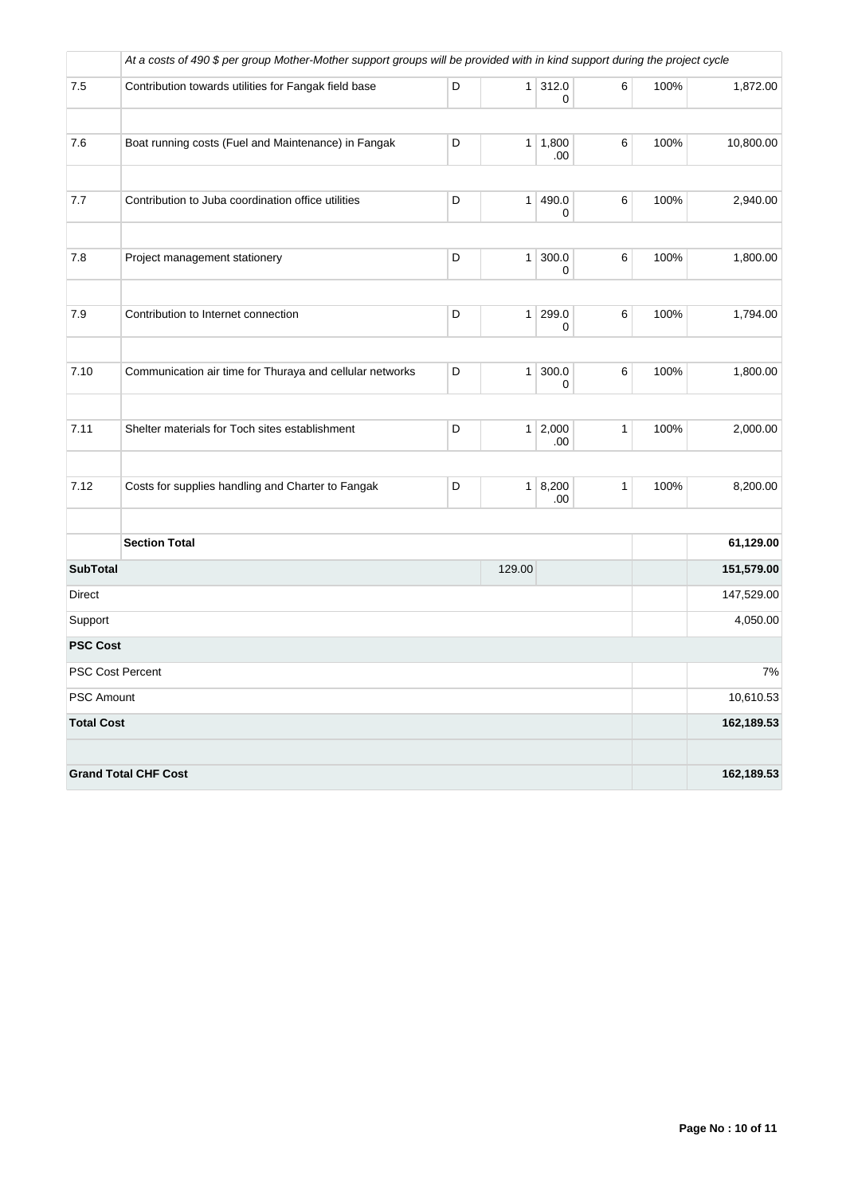| | | | | | | | |
|---|---|---|---|---|---|---|---|
| | *At a costs of 490 $ per group Mother-Mother support groups will be provided with in kind support during the project cycle* | | | | | | |
| 7.5 | Contribution towards utilities for Fangak field base | D | 1 | 312.00 | 6 | 100% | 1,872.00 |
| | | | | | | | |
| 7.6 | Boat running costs (Fuel and Maintenance) in Fangak | D | 1 | 1,800.00 | 6 | 100% | 10,800.00 |
| | | | | | | | |
| 7.7 | Contribution to Juba coordination office utilities | D | 1 | 490.00 | 6 | 100% | 2,940.00 |
| | | | | | | | |
| 7.8 | Project management stationery | D | 1 | 300.00 | 6 | 100% | 1,800.00 |
| | | | | | | | |
| 7.9 | Contribution to Internet connection | D | 1 | 299.00 | 6 | 100% | 1,794.00 |
| | | | | | | | |
| 7.10 | Communication air time for Thuraya and cellular networks | D | 1 | 300.00 | 6 | 100% | 1,800.00 |
| | | | | | | | |
| 7.11 | Shelter materials for Toch sites establishment | D | 1 | 2,000.00 | 1 | 100% | 2,000.00 |
| | | | | | | | |
| 7.12 | Costs for supplies handling and Charter to Fangak | D | 1 | 8,200.00 | 1 | 100% | 8,200.00 |
| | | | | | | | |
| | **Section Total** | | | | | | **61,129.00** |
| **SubTotal** | | | 129.00 | | | | **151,579.00** |
| Direct | | | | | | | 147,529.00 |
| Support | | | | | | | 4,050.00 |
| **PSC Cost** | | | | | | | |
| PSC Cost Percent | | | | | | | 7% |
| PSC Amount | | | | | | | 10,610.53 |
| **Total Cost** | | | | | | | **162,189.53** |
| | | | | | | | |
| **Grand Total CHF Cost** | | | | | | | **162,189.53** |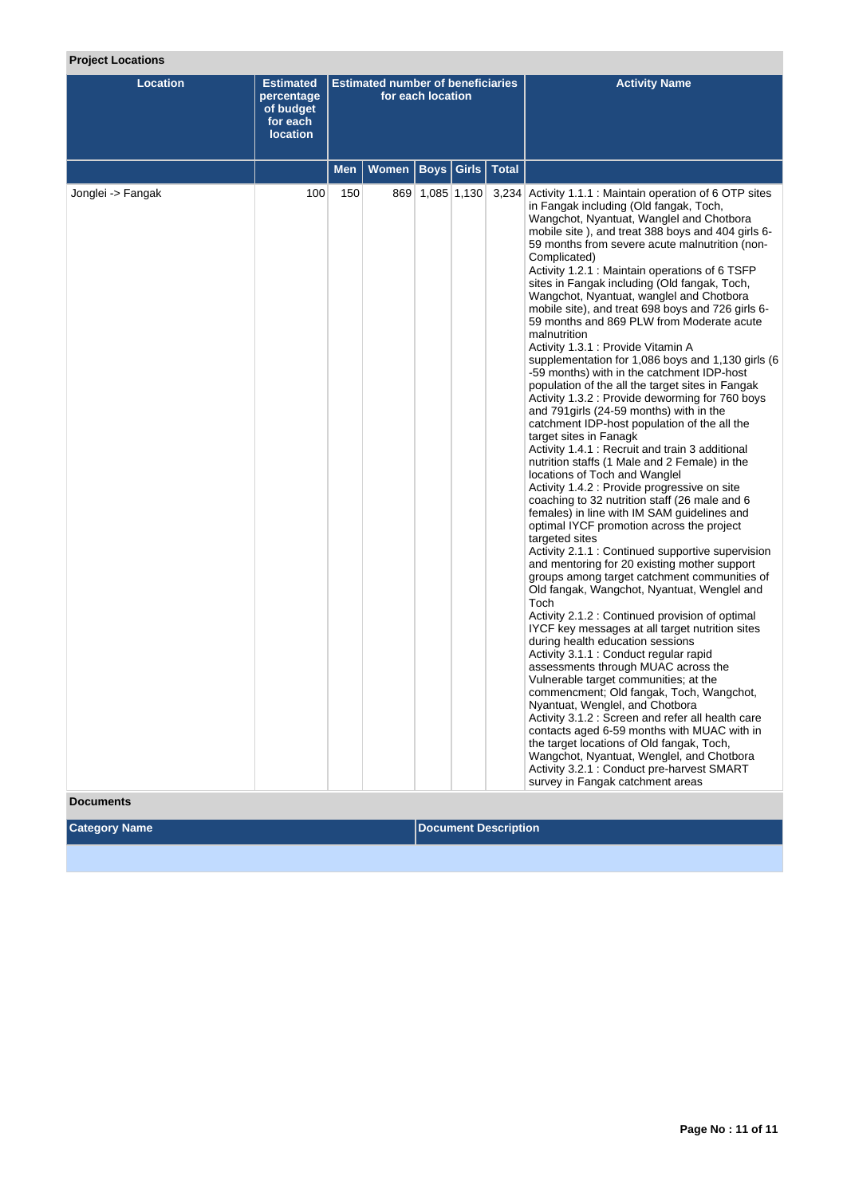**Project Locations**

| Location | Estimated percentage of budget for each location | Estimated number of beneficiaries for each location | | | | | Activity Name |
|---|---|---|---|---|---|---|---|
| | | Men | Women | Boys | Girls | Total | |
| Jonglei -> Fangak | 100 | 150 | 869 | 1,085 | 1,130 | 3,234 | Activity 1.1.1 : Maintain operation of 6 OTP sites in Fangak including (Old fangak, Toch, Wangchot, Nyantuat, Wanglel and Chotbora mobile site ), and treat 388 boys and 404 girls 6-59 months from severe acute malnutrition (non-Complicated)<br>Activity 1.2.1 : Maintain operations of 6 TSFP sites in Fangak including (Old fangak, Toch, Wangchot, Nyantuat, wanglel and Chotbora mobile site), and treat 698 boys and 726 girls 6-59 months and 869 PLW from Moderate acute malnutrition<br>Activity 1.3.1 : Provide Vitamin A supplementation for 1,086 boys and 1,130 girls (6 -59 months) with in the catchment IDP-host population of the all the target sites in Fangak<br>Activity 1.3.2 : Provide deworming for 760 boys and 791girls (24-59 months) with in the catchment IDP-host population of the all the target sites in Fanagk<br>Activity 1.4.1 : Recruit and train 3 additional nutrition staffs (1 Male and 2 Female) in the locations of Toch and Wanglel<br>Activity 1.4.2 : Provide progressive on site coaching to 32 nutrition staff (26 male and 6 females) in line with IM SAM guidelines and optimal IYCF promotion across the project targeted sites<br>Activity 2.1.1 : Continued supportive supervision and mentoring for 20 existing mother support groups among target catchment communities of Old fangak, Wangchot, Nyantuat, Wenglel and Toch<br>Activity 2.1.2 : Continued provision of optimal IYCF key messages at all target nutrition sites during health education sessions<br>Activity 3.1.1 : Conduct regular rapid assessments through MUAC across the Vulnerable target communities; at the commencment; Old fangak, Toch, Wangchot, Nyantuat, Wenglel, and Chotbora<br>Activity 3.1.2 : Screen and refer all health care contacts aged 6-59 months with MUAC with in the target locations of Old fangak, Toch, Wangchot, Nyantuat, Wenglel, and Chotbora<br>Activity 3.2.1 : Conduct pre-harvest SMART survey in Fangak catchment areas |

**Documents**

| Category Name | Document Description |
|---|---|
| | |